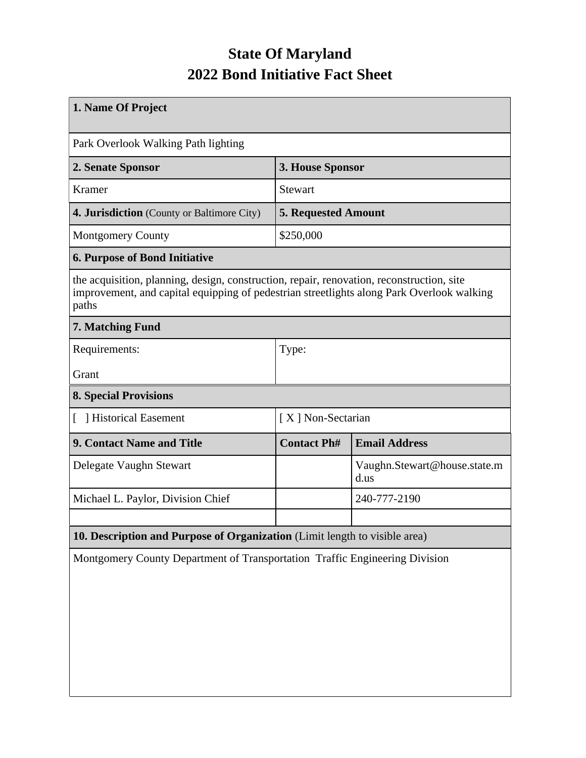# State Of Maryland
# 2022 Bond Initiative Fact Sheet

| 1. Name Of Project | | |
|---|---|---|
| Park Overlook Walking Path lighting | | |
| **2. Senate Sponsor** | **3. House Sponsor** | |
| Kramer | Stewart | |
| **4. Jurisdiction** (County or Baltimore City) | **5. Requested Amount** | |
| Montgomery County | $250,000 | |
| **6. Purpose of Bond Initiative** | | |
| the acquisition, planning, design, construction, repair, renovation, reconstruction, site improvement, and capital equipping of pedestrian streetlights along Park Overlook walking paths | | |
| **7. Matching Fund** | | |
| Requirements:<br>Grant | Type: | |
| **8. Special Provisions** | | |
| [ ] Historical Easement | [ X ] Non-Sectarian | |
| **9. Contact Name and Title** | **Contact Ph#** | **Email Address** |
| Delegate Vaughn Stewart | | Vaughn.Stewart@house.state.md.us |
| Michael L. Paylor, Division Chief | | 240-777-2190 |
| | | |
| **10. Description and Purpose of Organization** (Limit length to visible area) | | |
| Montgomery County Department of Transportation Traffic Engineering Division | | |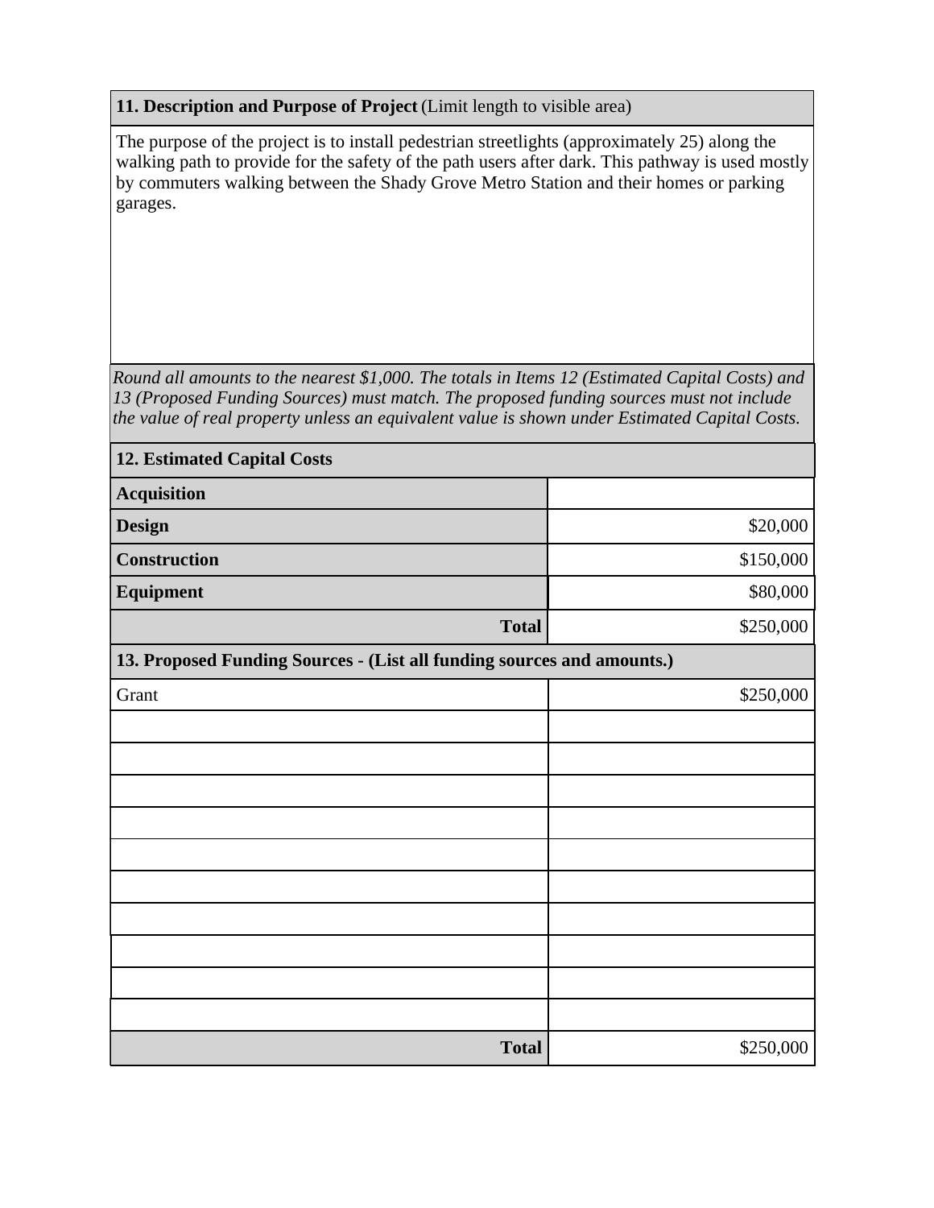**11. Description and Purpose of Project** (Limit length to visible area)

The purpose of the project is to install pedestrian streetlights (approximately 25) along the walking path to provide for the safety of the path users after dark. This pathway is used mostly by commuters walking between the Shady Grove Metro Station and their homes or parking garages.

*Round all amounts to the nearest $1,000. The totals in Items 12 (Estimated Capital Costs) and 13 (Proposed Funding Sources) must match. The proposed funding sources must not include the value of real property unless an equivalent value is shown under Estimated Capital Costs.*

| **12. Estimated Capital Costs** | |
|---|---|
| **Acquisition** | |
| **Design** | $20,000 |
| **Construction** | $150,000 |
| **Equipment** | $80,000 |
| **Total** | $250,000 |

| **13. Proposed Funding Sources - (List all funding sources and amounts.)** | |
|---|---|
| Grant | $250,000 |
| | |
| | |
| | |
| | |
| | |
| | |
| | |
| | |
| | |
| | |
| **Total** | $250,000 |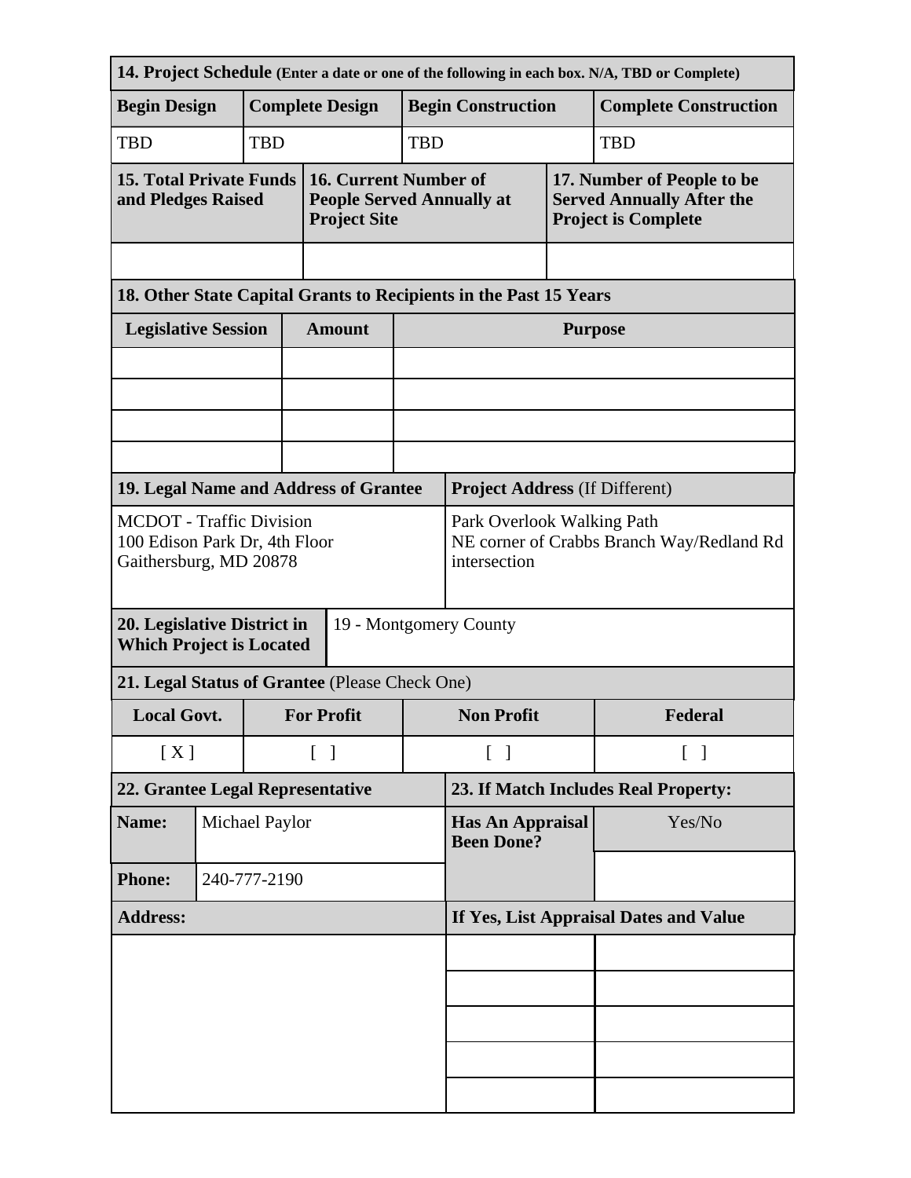| **14. Project Schedule** (Enter a date or one of the following in each box. N/A, TBD or Complete) | | | |
|---|---|---|---|
| **Begin Design** | **Complete Design** | **Begin Construction** | **Complete Construction** |
| TBD | TBD | TBD | TBD |

| **15. Total Private Funds and Pledges Raised** | **16. Current Number of People Served Annually at Project Site** | **17. Number of People to be Served Annually After the Project is Complete** |
|---|---|---|
| | | |

| **18. Other State Capital Grants to Recipients in the Past 15 Years** | | |
|---|---|---|
| **Legislative Session** | **Amount** | **Purpose** |
| | | |
| | | |
| | | |
| | | |

| **19. Legal Name and Address of Grantee** | **Project Address** (If Different) |
|---|---|
| MCDOT - Traffic Division<br>100 Edison Park Dr, 4th Floor<br>Gaithersburg, MD 20878 | Park Overlook Walking Path<br>NE corner of Crabbs Branch Way/Redland Rd intersection |

| **20. Legislative District in Which Project is Located** | 19 - Montgomery County |
|---|---|

| **21. Legal Status of Grantee** (Please Check One) | | | |
|---|---|---|---|
| **Local Govt.** | **For Profit** | **Non Profit** | **Federal** |
| [ X ] | [ ] | [ ] | [ ] |

| **22. Grantee Legal Representative** | | **23. If Match Includes Real Property:** | |
|---|---|---|---|
| **Name:** | Michael Paylor | **Has An Appraisal Been Done?** | Yes/No |
| **Phone:** | 240-777-2190 | | |
| **Address:** | | **If Yes, List Appraisal Dates and Value** | |
| | | | |
| | | | |
| | | | |
| | | | |
| | | | |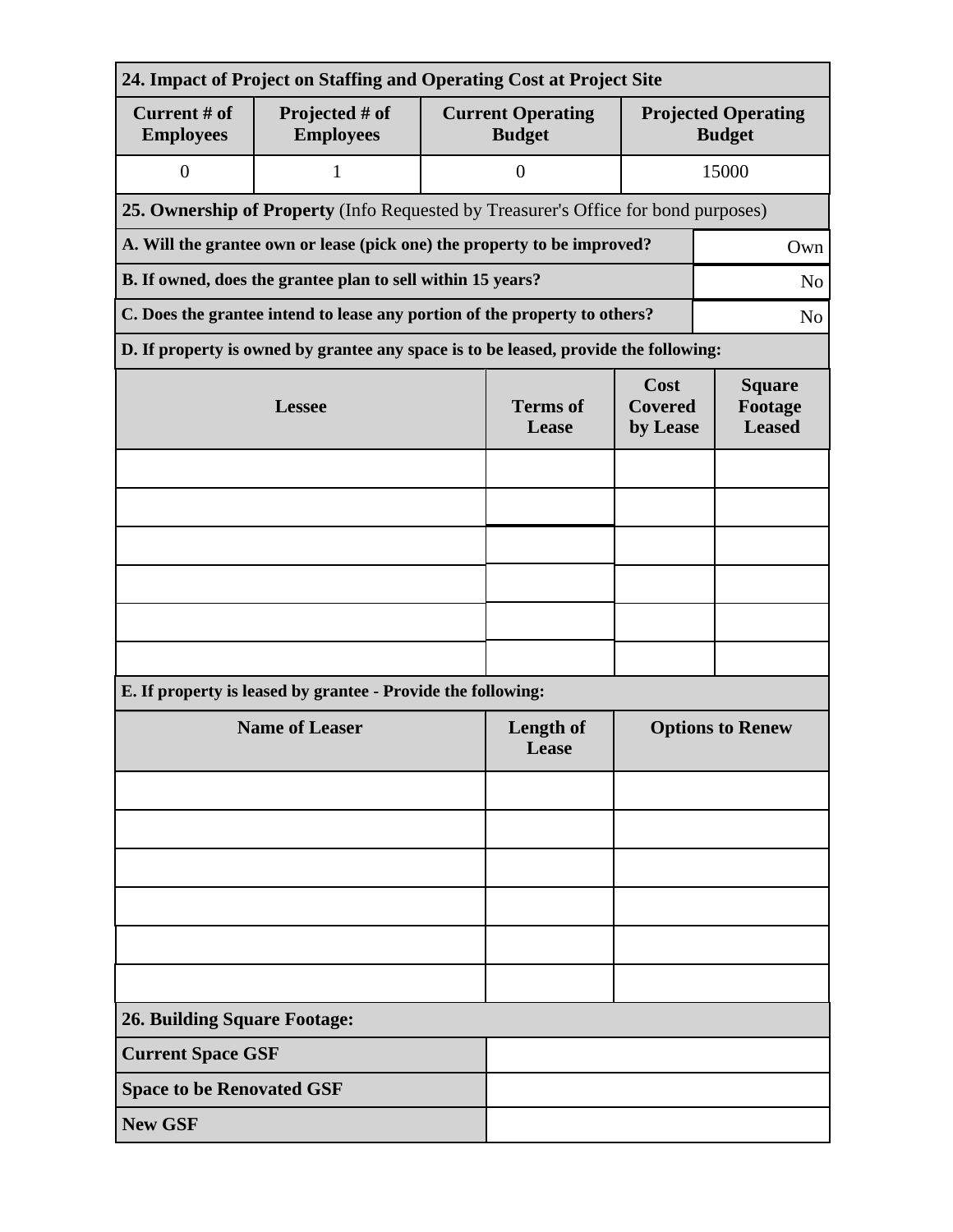| 24. Impact of Project on Staffing and Operating Cost at Project Site | | | |
|---|---|---|---|
| **Current # of Employees** | **Projected # of Employees** | **Current Operating Budget** | **Projected Operating Budget** |
| 0 | 1 | 0 | 15000 |

**25. Ownership of Property** (Info Requested by Treasurer's Office for bond purposes)

| Question | Answer |
|---|---|
| **A. Will the grantee own or lease (pick one) the property to be improved?** | Own |
| **B. If owned, does the grantee plan to sell within 15 years?** | No |
| **C. Does the grantee intend to lease any portion of the property to others?** | No |

**D. If property is owned by grantee any space is to be leased, provide the following:**

| Lessee | Terms of Lease | Cost Covered by Lease | Square Footage Leased |
|---|---|---|---|
| | | | |
| | | | |
| | | | |
| | | | |
| | | | |
| | | | |

**E. If property is leased by grantee - Provide the following:**

| Name of Leaser | Length of Lease | Options to Renew |
|---|---|---|
| | | |
| | | |
| | | |
| | | |
| | | |
| | | |

| 26. Building Square Footage: | |
|---|---|
| **Current Space GSF** | |
| **Space to be Renovated GSF** | |
| **New GSF** | |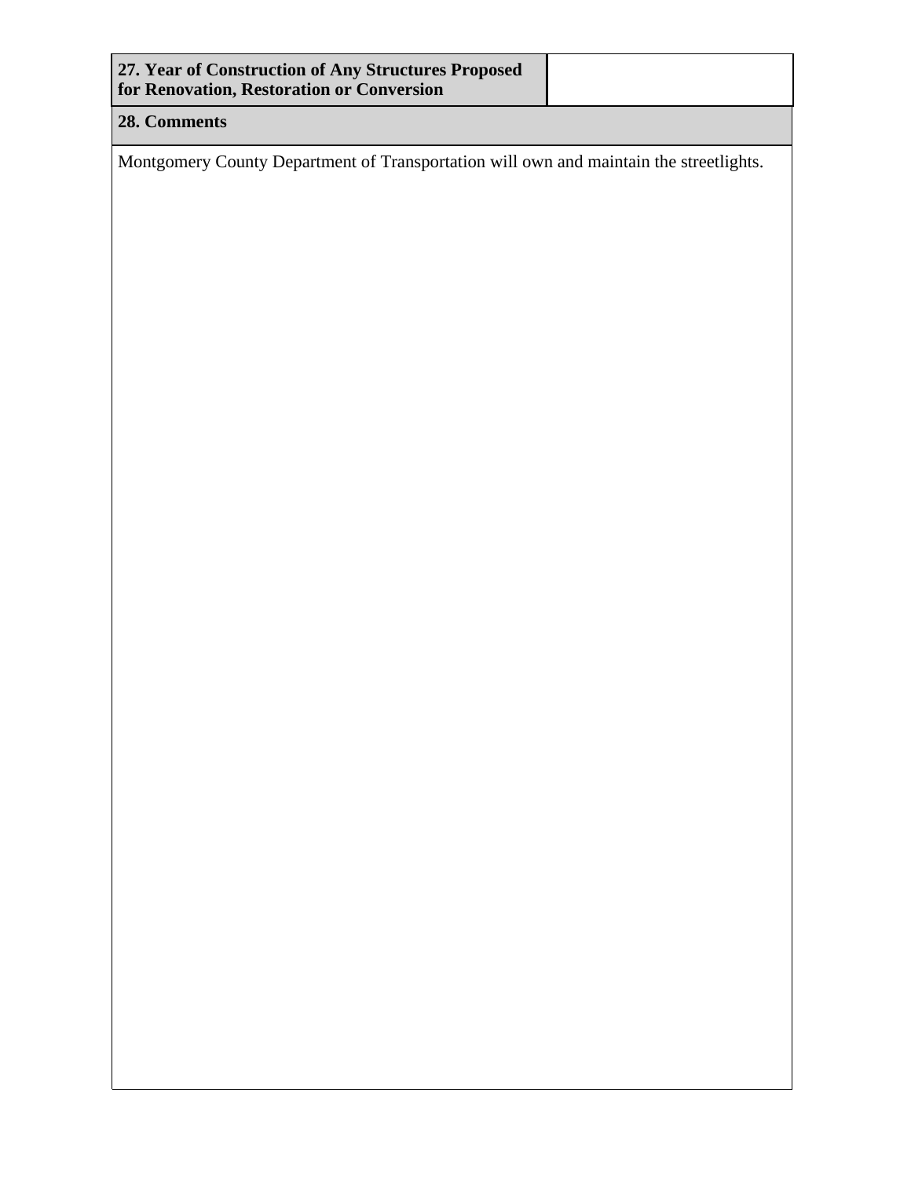| | |
|---|---|
| **27. Year of Construction of Any Structures Proposed for Renovation, Restoration or Conversion** | |

**28. Comments**

Montgomery County Department of Transportation will own and maintain the streetlights.